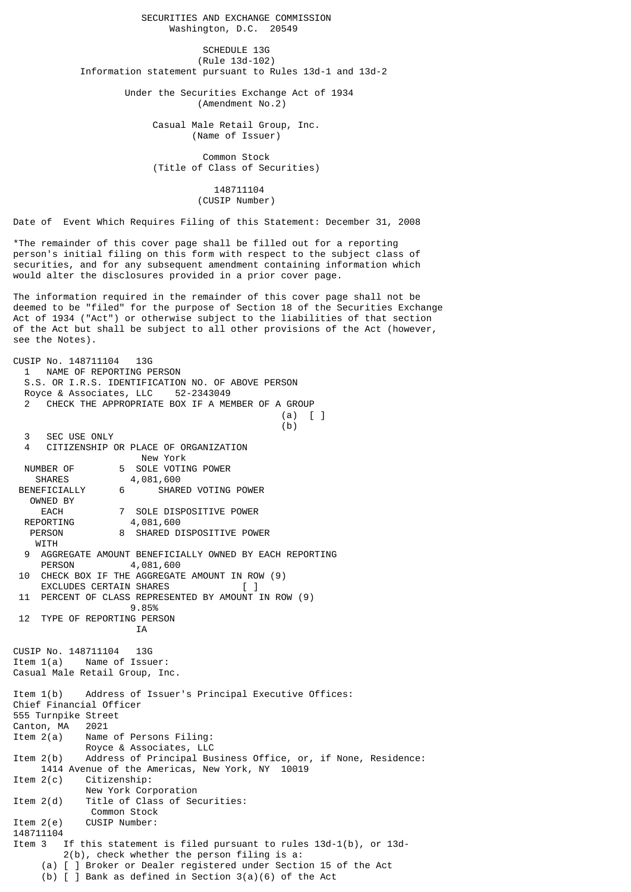SECURITIES AND EXCHANGE COMMISSION
Washington, D.C. 20549

SCHEDULE 13G
(Rule 13d-102)
Information statement pursuant to Rules 13d-1 and 13d-2

Under the Securities Exchange Act of 1934
(Amendment No.2)

Casual Male Retail Group, Inc.
(Name of Issuer)

Common Stock
(Title of Class of Securities)

148711104
(CUSIP Number)

Date of Event Which Requires Filing of this Statement: December 31, 2008

*The remainder of this cover page shall be filled out for a reporting person's initial filing on this form with respect to the subject class of securities, and for any subsequent amendment containing information which would alter the disclosures provided in a prior cover page.

The information required in the remainder of this cover page shall not be deemed to be "filed" for the purpose of Section 18 of the Securities Exchange Act of 1934 ("Act") or otherwise subject to the liabilities of that section of the Act but shall be subject to all other provisions of the Act (however, see the Notes).

CUSIP No. 148711104 13G

1 NAME OF REPORTING PERSON
S.S. OR I.R.S. IDENTIFICATION NO. OF ABOVE PERSON
Royce & Associates, LLC 52-2343049

2 CHECK THE APPROPRIATE BOX IF A MEMBER OF A GROUP
(a) [ ]
(b)

3 SEC USE ONLY

4 CITIZENSHIP OR PLACE OF ORGANIZATION
New York

NUMBER OF SHARES BENEFICIALLY OWNED BY EACH REPORTING PERSON WITH

5 SOLE VOTING POWER
4,081,600

6 SHARED VOTING POWER

7 SOLE DISPOSITIVE POWER
4,081,600

8 SHARED DISPOSITIVE POWER

9 AGGREGATE AMOUNT BENEFICIALLY OWNED BY EACH REPORTING PERSON 4,081,600

10 CHECK BOX IF THE AGGREGATE AMOUNT IN ROW (9) EXCLUDES CERTAIN SHARES [ ]

11 PERCENT OF CLASS REPRESENTED BY AMOUNT IN ROW (9)
9.85%

12 TYPE OF REPORTING PERSON
IA

CUSIP No. 148711104 13G

Item 1(a) Name of Issuer:
Casual Male Retail Group, Inc.

Item 1(b) Address of Issuer's Principal Executive Offices:
Chief Financial Officer
555 Turnpike Street
Canton, MA 2021

Item 2(a) Name of Persons Filing:
Royce & Associates, LLC

Item 2(b) Address of Principal Business Office, or, if None, Residence:
1414 Avenue of the Americas, New York, NY 10019

Item 2(c) Citizenship:
New York Corporation

Item 2(d) Title of Class of Securities:
Common Stock

Item 2(e) CUSIP Number:
148711104

Item 3 If this statement is filed pursuant to rules 13d-1(b), or 13d-2(b), check whether the person filing is a:

(a) [ ] Broker or Dealer registered under Section 15 of the Act
(b) [ ] Bank as defined in Section 3(a)(6) of the Act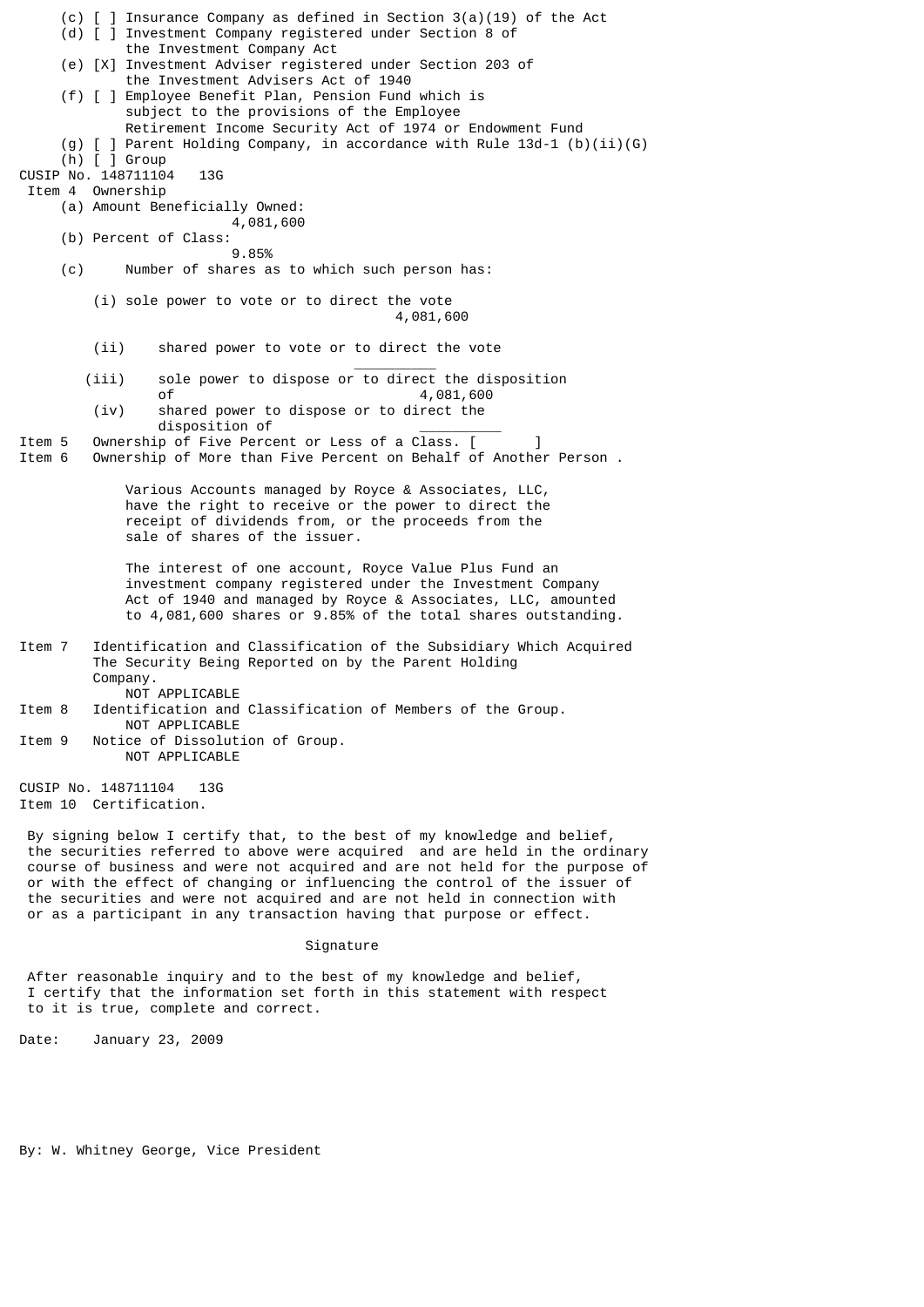(c) [ ] Insurance Company as defined in Section 3(a)(19) of the Act

(d) [ ] Investment Company registered under Section 8 of the Investment Company Act

(e) [X] Investment Adviser registered under Section 203 of the Investment Advisers Act of 1940

(f) [ ] Employee Benefit Plan, Pension Fund which is subject to the provisions of the Employee Retirement Income Security Act of 1974 or Endowment Fund

(g) [ ] Parent Holding Company, in accordance with Rule 13d-1 (b)(ii)(G)

(h) [ ] Group

CUSIP No. 148711104 13G

Item 4 Ownership

(a) Amount Beneficially Owned:
4,081,600

(b) Percent of Class:
9.85%

(c) Number of shares as to which such person has:

(i) sole power to vote or to direct the vote
4,081,600

(ii) shared power to vote or to direct the vote
__________

(iii) sole power to dispose or to direct the disposition of
4,081,600

(iv) shared power to dispose or to direct the disposition of
__________

Item 5 Ownership of Five Percent or Less of a Class. [ ]

Item 6 Ownership of More than Five Percent on Behalf of Another Person .

Various Accounts managed by Royce & Associates, LLC, have the right to receive or the power to direct the receipt of dividends from, or the proceeds from the sale of shares of the issuer.

The interest of one account, Royce Value Plus Fund an investment company registered under the Investment Company Act of 1940 and managed by Royce & Associates, LLC, amounted to 4,081,600 shares or 9.85% of the total shares outstanding.

Item 7 Identification and Classification of the Subsidiary Which Acquired The Security Being Reported on by the Parent Holding Company.
NOT APPLICABLE

Item 8 Identification and Classification of Members of the Group.
NOT APPLICABLE

Item 9 Notice of Dissolution of Group.
NOT APPLICABLE

CUSIP No. 148711104 13G

Item 10 Certification.

By signing below I certify that, to the best of my knowledge and belief, the securities referred to above were acquired and are held in the ordinary course of business and were not acquired and are not held for the purpose of or with the effect of changing or influencing the control of the issuer of the securities and were not acquired and are not held in connection with or as a participant in any transaction having that purpose or effect.

Signature

After reasonable inquiry and to the best of my knowledge and belief, I certify that the information set forth in this statement with respect to it is true, complete and correct.

Date: January 23, 2009

By: W. Whitney George, Vice President